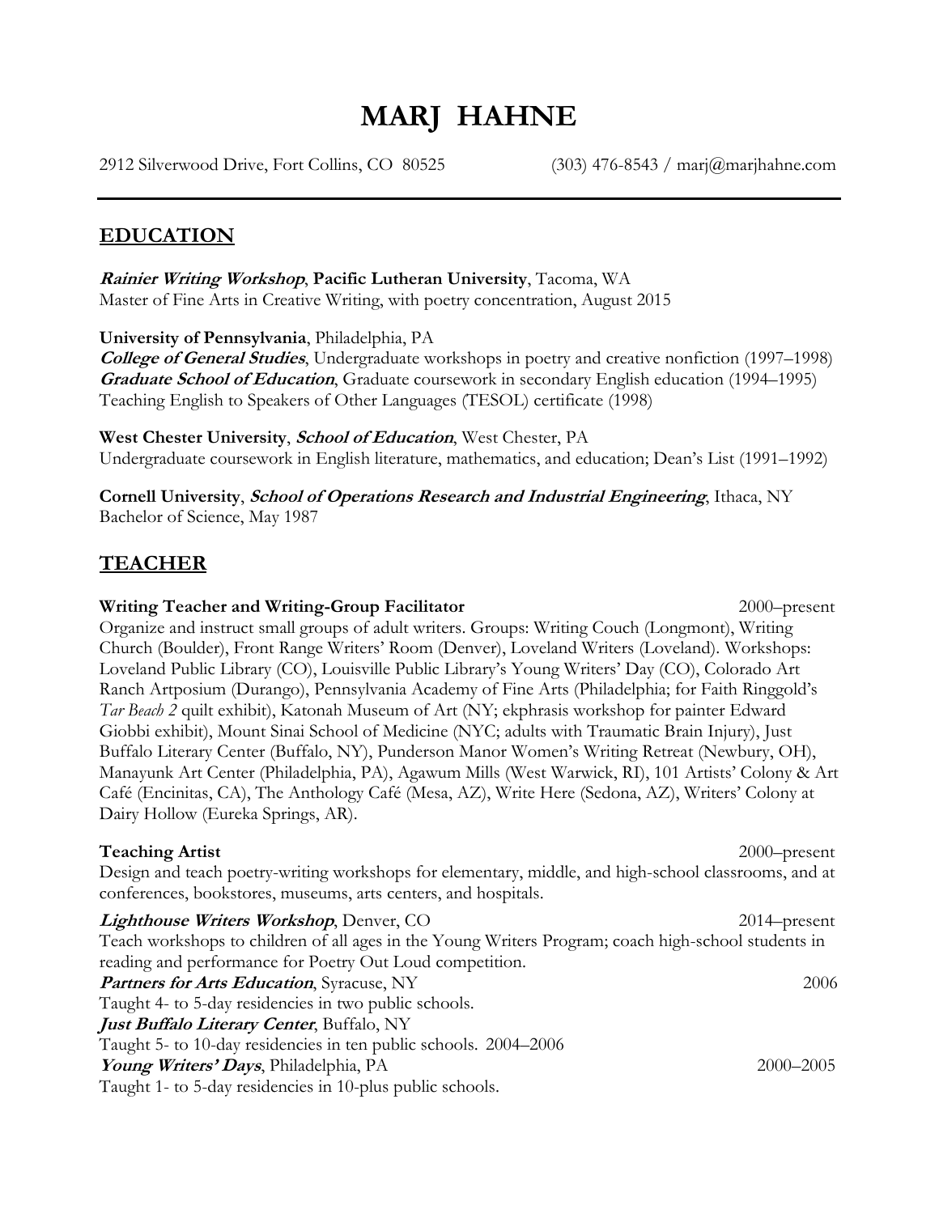# MARJ HAHNE

2912 Silverwood Drive, Fort Collins, CO 80525 (303) 476-8543 / marj@marjhahne.com

---

## EDUCATION

***Rainier Writing Workshop*, Pacific Lutheran University**, Tacoma, WA
Master of Fine Arts in Creative Writing, with poetry concentration, August 2015

**University of Pennsylvania**, Philadelphia, PA
***College of General Studies***, Undergraduate workshops in poetry and creative nonfiction (1997–1998)
***Graduate School of Education***, Graduate coursework in secondary English education (1994–1995)
Teaching English to Speakers of Other Languages (TESOL) certificate (1998)

**West Chester University**, ***School of Education***, West Chester, PA
Undergraduate coursework in English literature, mathematics, and education; Dean's List (1991–1992)

**Cornell University**, ***School of Operations Research and Industrial Engineering***, Ithaca, NY
Bachelor of Science, May 1987

## TEACHER

**Writing Teacher and Writing-Group Facilitator** 2000–present
Organize and instruct small groups of adult writers. Groups: Writing Couch (Longmont), Writing Church (Boulder), Front Range Writers' Room (Denver), Loveland Writers (Loveland). Workshops: Loveland Public Library (CO), Louisville Public Library's Young Writers' Day (CO), Colorado Art Ranch Artposium (Durango), Pennsylvania Academy of Fine Arts (Philadelphia; for Faith Ringgold's *Tar Beach 2* quilt exhibit), Katonah Museum of Art (NY; ekphrasis workshop for painter Edward Giobbi exhibit), Mount Sinai School of Medicine (NYC; adults with Traumatic Brain Injury), Just Buffalo Literary Center (Buffalo, NY), Punderson Manor Women's Writing Retreat (Newbury, OH), Manayunk Art Center (Philadelphia, PA), Agawum Mills (West Warwick, RI), 101 Artists' Colony & Art Café (Encinitas, CA), The Anthology Café (Mesa, AZ), Write Here (Sedona, AZ), Writers' Colony at Dairy Hollow (Eureka Springs, AR).

**Teaching Artist** 2000–present
Design and teach poetry-writing workshops for elementary, middle, and high-school classrooms, and at conferences, bookstores, museums, arts centers, and hospitals.

***Lighthouse Writers Workshop***, Denver, CO 2014–present
Teach workshops to children of all ages in the Young Writers Program; coach high-school students in reading and performance for Poetry Out Loud competition.
***Partners for Arts Education***, Syracuse, NY 2006
Taught 4- to 5-day residencies in two public schools.
***Just Buffalo Literary Center***, Buffalo, NY
Taught 5- to 10-day residencies in ten public schools. 2004–2006
***Young Writers' Days***, Philadelphia, PA 2000–2005
Taught 1- to 5-day residencies in 10-plus public schools.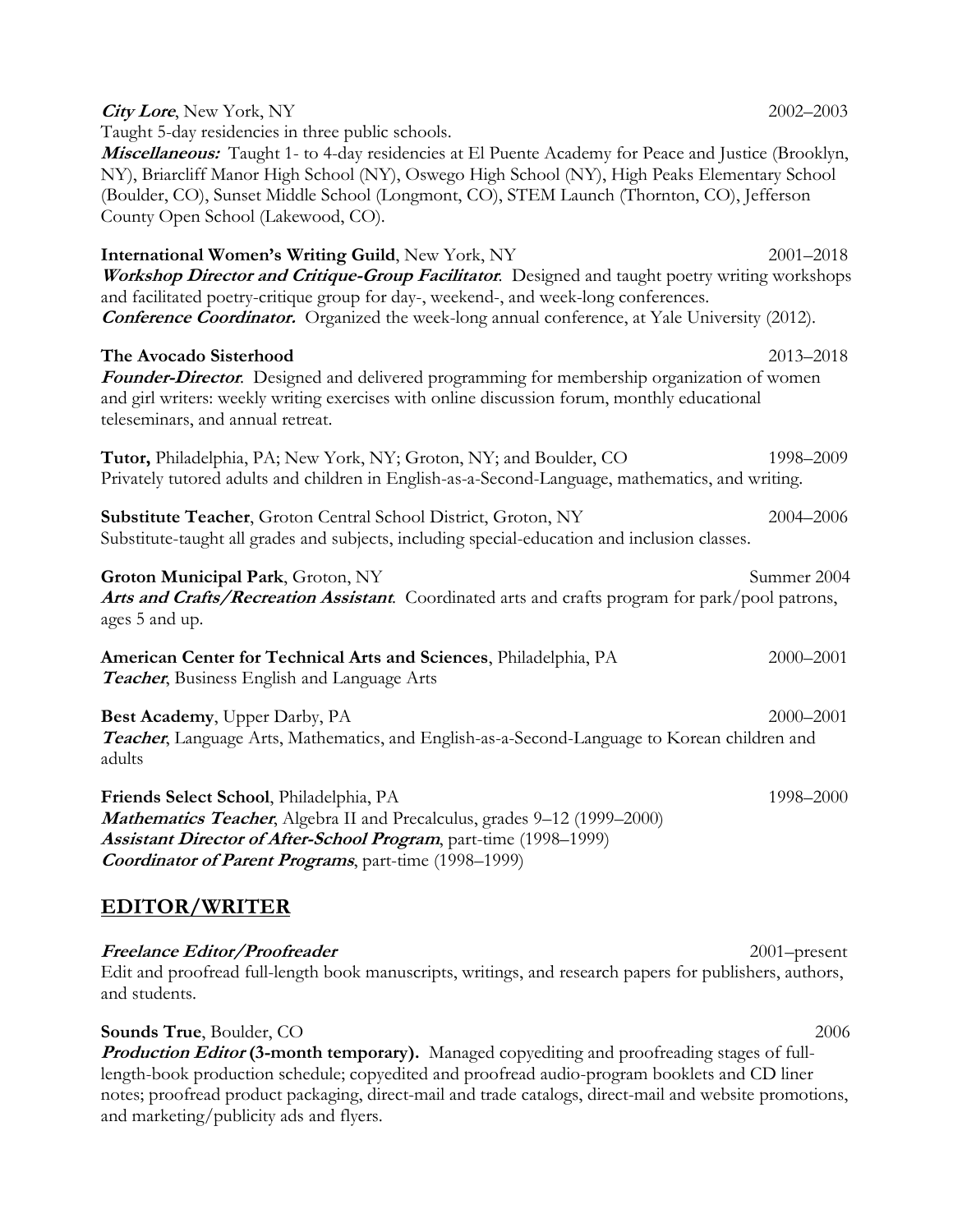***City Lore***, New York, NY 2002–2003
Taught 5-day residencies in three public schools.
***Miscellaneous:*** Taught 1- to 4-day residencies at El Puente Academy for Peace and Justice (Brooklyn, NY), Briarcliff Manor High School (NY), Oswego High School (NY), High Peaks Elementary School (Boulder, CO), Sunset Middle School (Longmont, CO), STEM Launch (Thornton, CO), Jefferson County Open School (Lakewood, CO).

**International Women's Writing Guild**, New York, NY 2001–2018
***Workshop Director and Critique-Group Facilitator***. Designed and taught poetry writing workshops and facilitated poetry-critique group for day-, weekend-, and week-long conferences.
***Conference Coordinator.*** Organized the week-long annual conference, at Yale University (2012).

**The Avocado Sisterhood** 2013–2018
***Founder-Director***. Designed and delivered programming for membership organization of women and girl writers: weekly writing exercises with online discussion forum, monthly educational teleseminars, and annual retreat.

**Tutor,** Philadelphia, PA; New York, NY; Groton, NY; and Boulder, CO 1998–2009
Privately tutored adults and children in English-as-a-Second-Language, mathematics, and writing.

**Substitute Teacher**, Groton Central School District, Groton, NY 2004–2006
Substitute-taught all grades and subjects, including special-education and inclusion classes.

**Groton Municipal Park**, Groton, NY Summer 2004
***Arts and Crafts/Recreation Assistant***. Coordinated arts and crafts program for park/pool patrons, ages 5 and up.

**American Center for Technical Arts and Sciences**, Philadelphia, PA 2000–2001
***Teacher***, Business English and Language Arts

**Best Academy**, Upper Darby, PA 2000–2001
***Teacher***, Language Arts, Mathematics, and English-as-a-Second-Language to Korean children and adults

**Friends Select School**, Philadelphia, PA 1998–2000
***Mathematics Teacher***, Algebra II and Precalculus, grades 9–12 (1999–2000)
***Assistant Director of After-School Program***, part-time (1998–1999)
***Coordinator of Parent Programs***, part-time (1998–1999)

## EDITOR/WRITER

***Freelance Editor/Proofreader*** 2001–present
Edit and proofread full-length book manuscripts, writings, and research papers for publishers, authors, and students.

**Sounds True**, Boulder, CO 2006
***Production Editor* (3-month temporary).** Managed copyediting and proofreading stages of full-length-book production schedule; copyedited and proofread audio-program booklets and CD liner notes; proofread product packaging, direct-mail and trade catalogs, direct-mail and website promotions, and marketing/publicity ads and flyers.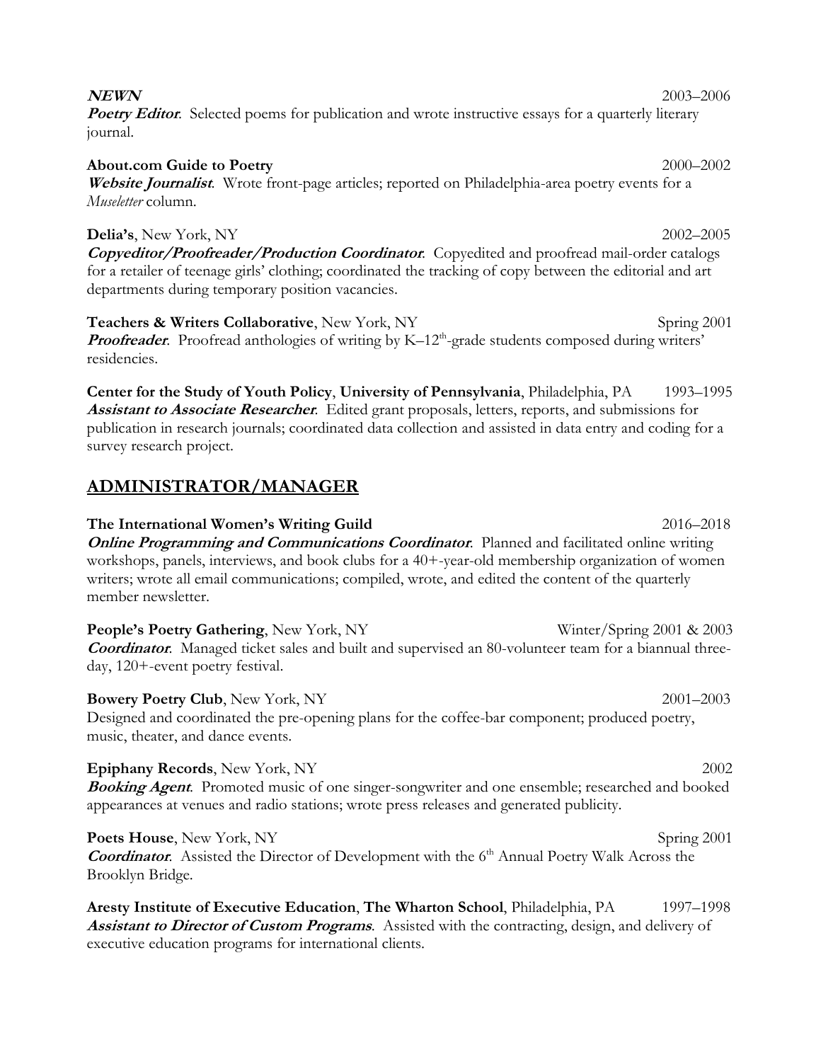**NEWN** 2003–2006
***Poetry Editor***. Selected poems for publication and wrote instructive essays for a quarterly literary journal.

**About.com Guide to Poetry** 2000–2002
***Website Journalist***. Wrote front-page articles; reported on Philadelphia-area poetry events for a *Museletter* column.

**Delia's**, New York, NY 2002–2005
***Copyeditor/Proofreader/Production Coordinator***. Copyedited and proofread mail-order catalogs for a retailer of teenage girls' clothing; coordinated the tracking of copy between the editorial and art departments during temporary position vacancies.

**Teachers & Writers Collaborative**, New York, NY Spring 2001
***Proofreader***. Proofread anthologies of writing by K–12th-grade students composed during writers' residencies.

**Center for the Study of Youth Policy**, **University of Pennsylvania**, Philadelphia, PA 1993–1995
***Assistant to Associate Researcher***. Edited grant proposals, letters, reports, and submissions for publication in research journals; coordinated data collection and assisted in data entry and coding for a survey research project.

## ADMINISTRATOR/MANAGER

**The International Women's Writing Guild** 2016–2018
***Online Programming and Communications Coordinator***. Planned and facilitated online writing workshops, panels, interviews, and book clubs for a 40+-year-old membership organization of women writers; wrote all email communications; compiled, wrote, and edited the content of the quarterly member newsletter.

**People's Poetry Gathering**, New York, NY Winter/Spring 2001 & 2003
***Coordinator***. Managed ticket sales and built and supervised an 80-volunteer team for a biannual three-day, 120+-event poetry festival.

**Bowery Poetry Club**, New York, NY 2001–2003
Designed and coordinated the pre-opening plans for the coffee-bar component; produced poetry, music, theater, and dance events.

**Epiphany Records**, New York, NY 2002
***Booking Agent***. Promoted music of one singer-songwriter and one ensemble; researched and booked appearances at venues and radio stations; wrote press releases and generated publicity.

**Poets House**, New York, NY Spring 2001
***Coordinator***. Assisted the Director of Development with the 6th Annual Poetry Walk Across the Brooklyn Bridge.

**Aresty Institute of Executive Education**, **The Wharton School**, Philadelphia, PA 1997–1998
***Assistant to Director of Custom Programs***. Assisted with the contracting, design, and delivery of executive education programs for international clients.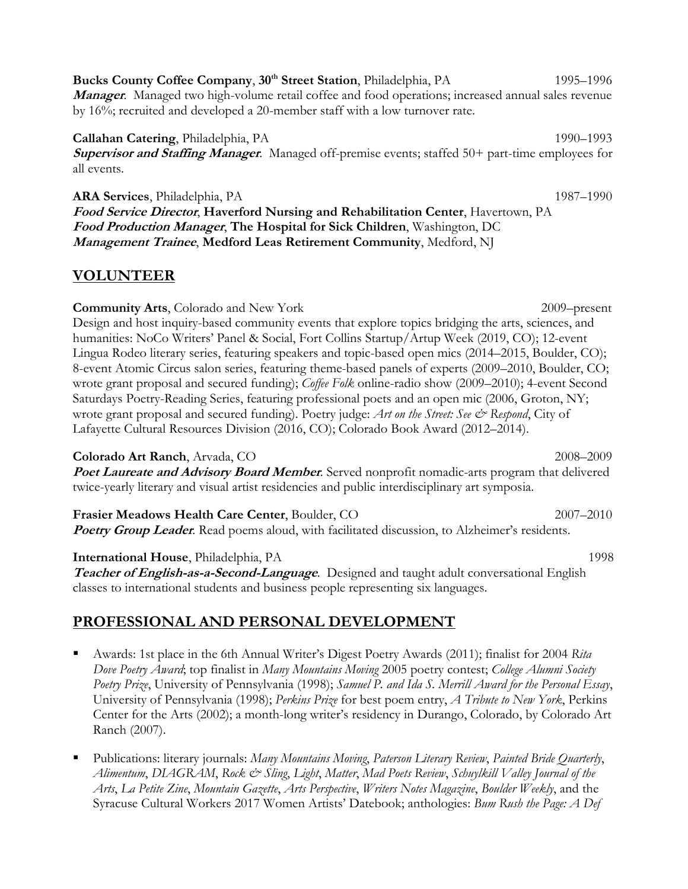**Bucks County Coffee Company**, **30th Street Station**, Philadelphia, PA 1995–1996
***Manager***. Managed two high-volume retail coffee and food operations; increased annual sales revenue by 16%; recruited and developed a 20-member staff with a low turnover rate.

**Callahan Catering**, Philadelphia, PA 1990–1993
***Supervisor and Staffing Manager***. Managed off-premise events; staffed 50+ part-time employees for all events.

**ARA Services**, Philadelphia, PA 1987–1990
***Food Service Director***, **Haverford Nursing and Rehabilitation Center**, Havertown, PA
***Food Production Manager***, **The Hospital for Sick Children**, Washington, DC
***Management Trainee***, **Medford Leas Retirement Community**, Medford, NJ

## VOLUNTEER

**Community Arts**, Colorado and New York 2009–present
Design and host inquiry-based community events that explore topics bridging the arts, sciences, and humanities: NoCo Writers' Panel & Social, Fort Collins Startup/Artup Week (2019, CO); 12-event Lingua Rodeo literary series, featuring speakers and topic-based open mics (2014–2015, Boulder, CO); 8-event Atomic Circus salon series, featuring theme-based panels of experts (2009–2010, Boulder, CO; wrote grant proposal and secured funding); *Coffee Folk* online-radio show (2009–2010); 4-event Second Saturdays Poetry-Reading Series, featuring professional poets and an open mic (2006, Groton, NY; wrote grant proposal and secured funding). Poetry judge: *Art on the Street: See & Respond*, City of Lafayette Cultural Resources Division (2016, CO); Colorado Book Award (2012–2014).

**Colorado Art Ranch**, Arvada, CO 2008–2009
***Poet Laureate and Advisory Board Member***. Served nonprofit nomadic-arts program that delivered twice-yearly literary and visual artist residencies and public interdisciplinary art symposia.

**Frasier Meadows Health Care Center**, Boulder, CO 2007–2010
***Poetry Group Leader***. Read poems aloud, with facilitated discussion, to Alzheimer's residents.

**International House**, Philadelphia, PA 1998
***Teacher of English-as-a-Second-Language***. Designed and taught adult conversational English classes to international students and business people representing six languages.

## PROFESSIONAL AND PERSONAL DEVELOPMENT

- Awards: 1st place in the 6th Annual Writer's Digest Poetry Awards (2011); finalist for 2004 *Rita Dove Poetry Award*; top finalist in *Many Mountains Moving* 2005 poetry contest; *College Alumni Society Poetry Prize*, University of Pennsylvania (1998); *Samuel P. and Ida S. Merrill Award for the Personal Essay*, University of Pennsylvania (1998); *Perkins Prize* for best poem entry, *A Tribute to New York*, Perkins Center for the Arts (2002); a month-long writer's residency in Durango, Colorado, by Colorado Art Ranch (2007).

- Publications: literary journals: *Many Mountains Moving*, *Paterson Literary Review*, *Painted Bride Quarterly*, *Alimentum*, *DIAGRAM*, *Rock & Sling*, *Light*, *Matter*, *Mad Poets Review*, *Schuylkill Valley Journal of the Arts*, *La Petite Zine*, *Mountain Gazette*, *Arts Perspective*, *Writers Notes Magazine*, *Boulder Weekly*, and the Syracuse Cultural Workers 2017 Women Artists' Datebook; anthologies: *Bum Rush the Page: A Def*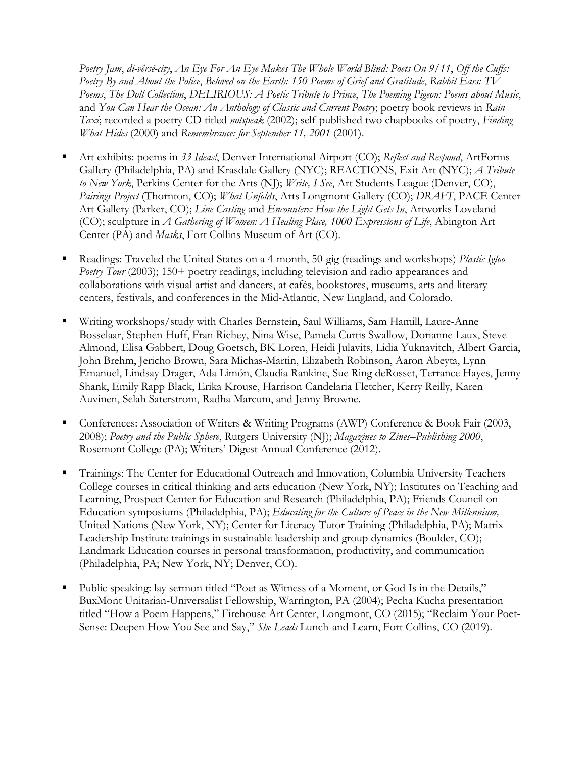*Poetry Jam*, *di-vêrsé-city*, *An Eye For An Eye Makes The Whole World Blind: Poets On 9/11*, *Off the Cuffs: Poetry By and About the Police*, *Beloved on the Earth: 150 Poems of Grief and Gratitude*, *Rabbit Ears: TV Poems*, *The Doll Collection*, *DELIRIOUS: A Poetic Tribute to Prince*, *The Poeming Pigeon: Poems about Music*, and *You Can Hear the Ocean: An Anthology of Classic and Current Poetry*; poetry book reviews in *Rain Taxi*; recorded a poetry CD titled *notspeak* (2002); self-published two chapbooks of poetry, *Finding What Hides* (2000) and *Remembrance: for September 11, 2001* (2001).

- Art exhibits: poems in *33 Ideas!*, Denver International Airport (CO); *Reflect and Respond*, ArtForms Gallery (Philadelphia, PA) and Krasdale Gallery (NYC); REACTIONS, Exit Art (NYC); *A Tribute to New York*, Perkins Center for the Arts (NJ); *Write, I See*, Art Students League (Denver, CO), *Pairings Project* (Thornton, CO); *What Unfolds*, Arts Longmont Gallery (CO); *DRAFT*, PACE Center Art Gallery (Parker, CO); *Line Casting* and *Encounters: How the Light Gets In*, Artworks Loveland (CO); sculpture in *A Gathering of Women: A Healing Place, 1000 Expressions of Life*, Abington Art Center (PA) and *Masks*, Fort Collins Museum of Art (CO).

- Readings: Traveled the United States on a 4-month, 50-gig (readings and workshops) *Plastic Igloo Poetry Tour* (2003); 150+ poetry readings, including television and radio appearances and collaborations with visual artist and dancers, at cafés, bookstores, museums, arts and literary centers, festivals, and conferences in the Mid-Atlantic, New England, and Colorado.

- Writing workshops/study with Charles Bernstein, Saul Williams, Sam Hamill, Laure-Anne Bosselaar, Stephen Huff, Fran Richey, Nina Wise, Pamela Curtis Swallow, Dorianne Laux, Steve Almond, Elisa Gabbert, Doug Goetsch, BK Loren, Heidi Julavits, Lidia Yuknavitch, Albert Garcia, John Brehm, Jericho Brown, Sara Michas-Martin, Elizabeth Robinson, Aaron Abeyta, Lynn Emanuel, Lindsay Drager, Ada Limón, Claudia Rankine, Sue Ring deRosset, Terrance Hayes, Jenny Shank, Emily Rapp Black, Erika Krouse, Harrison Candelaria Fletcher, Kerry Reilly, Karen Auvinen, Selah Saterstrom, Radha Marcum, and Jenny Browne.

- Conferences: Association of Writers & Writing Programs (AWP) Conference & Book Fair (2003, 2008); *Poetry and the Public Sphere*, Rutgers University (NJ); *Magazines to Zines–Publishing 2000*, Rosemont College (PA); Writers' Digest Annual Conference (2012).

- Trainings: The Center for Educational Outreach and Innovation, Columbia University Teachers College courses in critical thinking and arts education (New York, NY); Institutes on Teaching and Learning, Prospect Center for Education and Research (Philadelphia, PA); Friends Council on Education symposiums (Philadelphia, PA); *Educating for the Culture of Peace in the New Millennium,* United Nations (New York, NY); Center for Literacy Tutor Training (Philadelphia, PA); Matrix Leadership Institute trainings in sustainable leadership and group dynamics (Boulder, CO); Landmark Education courses in personal transformation, productivity, and communication (Philadelphia, PA; New York, NY; Denver, CO).

- Public speaking: lay sermon titled "Poet as Witness of a Moment, or God Is in the Details," BuxMont Unitarian-Universalist Fellowship, Warrington, PA (2004); Pecha Kucha presentation titled "How a Poem Happens," Firehouse Art Center, Longmont, CO (2015); "Reclaim Your Poet-Sense: Deepen How You See and Say," *She Leads* Lunch-and-Learn, Fort Collins, CO (2019).